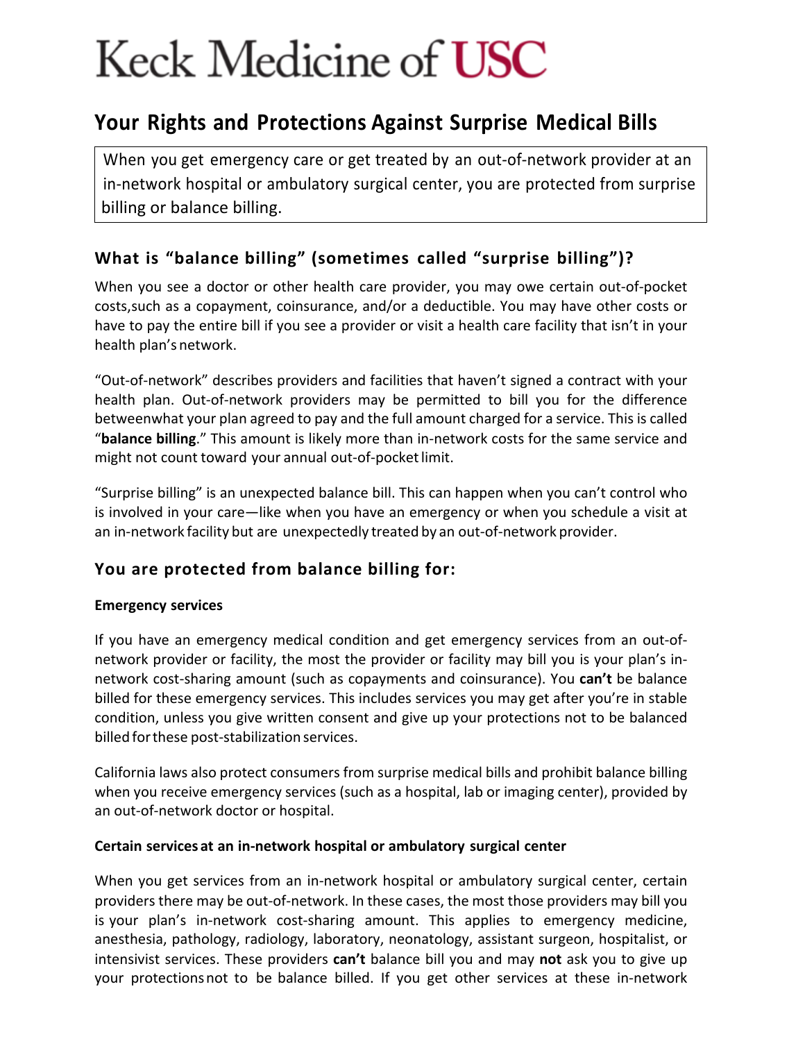# Keck Medicine of USC

## Your Rights and Protections Against Surprise Medical Bills

> When you get emergency care or get treated by an out-of-network provider at an in-network hospital or ambulatory surgical center, you are protected from surprise billing or balance billing.

### What is "balance billing" (sometimes called "surprise billing")?

When you see a doctor or other health care provider, you may owe certain out-of-pocket costs,such as a copayment, coinsurance, and/or a deductible. You may have other costs or have to pay the entire bill if you see a provider or visit a health care facility that isn't in your health plan's network.

"Out-of-network" describes providers and facilities that haven't signed a contract with your health plan. Out-of-network providers may be permitted to bill you for the difference betweenwhat your plan agreed to pay and the full amount charged for a service. This is called "**balance billing**." This amount is likely more than in-network costs for the same service and might not count toward your annual out-of-pocket limit.

"Surprise billing" is an unexpected balance bill. This can happen when you can't control who is involved in your care—like when you have an emergency or when you schedule a visit at an in-network facility but are unexpectedly treated by an out-of-network provider.

### You are protected from balance billing for:

**Emergency services**

If you have an emergency medical condition and get emergency services from an out-of-network provider or facility, the most the provider or facility may bill you is your plan's in-network cost-sharing amount (such as copayments and coinsurance). You **can't** be balance billed for these emergency services. This includes services you may get after you're in stable condition, unless you give written consent and give up your protections not to be balanced billed for these post-stabilization services.

California laws also protect consumers from surprise medical bills and prohibit balance billing when you receive emergency services (such as a hospital, lab or imaging center), provided by an out-of-network doctor or hospital.

**Certain services at an in-network hospital or ambulatory surgical center**

When you get services from an in-network hospital or ambulatory surgical center, certain providers there may be out-of-network. In these cases, the most those providers may bill you is your plan's in-network cost-sharing amount. This applies to emergency medicine, anesthesia, pathology, radiology, laboratory, neonatology, assistant surgeon, hospitalist, or intensivist services. These providers **can't** balance bill you and may **not** ask you to give up your protections not to be balance billed. If you get other services at these in-network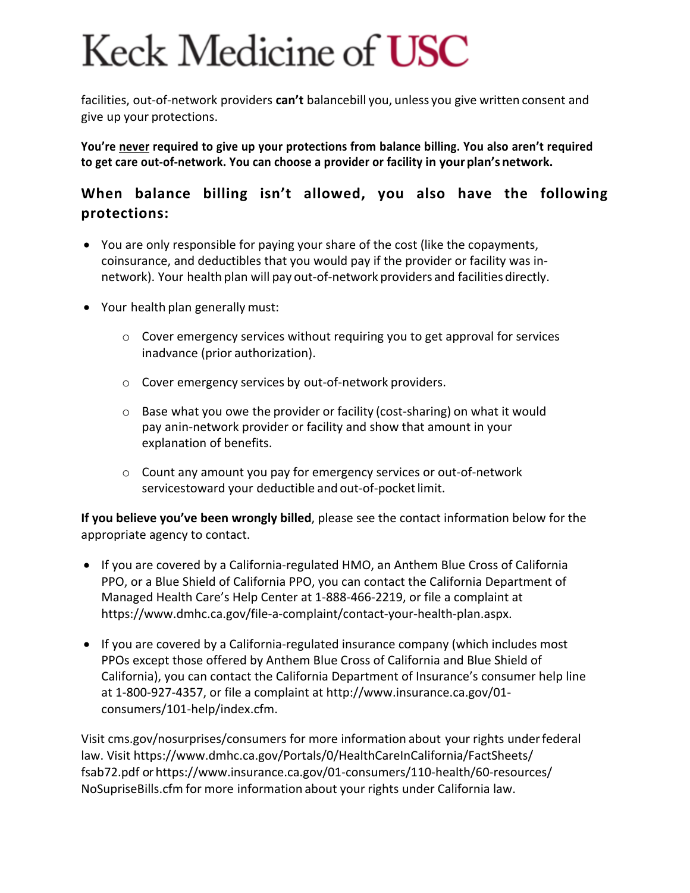facilities, out-of-network providers **can't** balancebill you, unless you give written consent and give up your protections.

**You're <u>never</u> required to give up your protections from balance billing. You also aren't required to get care out-of-network. You can choose a provider or facility in your plan's network.**

### When balance billing isn't allowed, you also have the following protections:

- You are only responsible for paying your share of the cost (like the copayments, coinsurance, and deductibles that you would pay if the provider or facility was in-network). Your health plan will pay out-of-network providers and facilities directly.
- Your health plan generally must:
  - Cover emergency services without requiring you to get approval for services inadvance (prior authorization).
  - Cover emergency services by out-of-network providers.
  - Base what you owe the provider or facility (cost-sharing) on what it would pay anin-network provider or facility and show that amount in your explanation of benefits.
  - Count any amount you pay for emergency services or out-of-network servicestoward your deductible and out-of-pocket limit.

**If you believe you've been wrongly billed**, please see the contact information below for the appropriate agency to contact.

- If you are covered by a California-regulated HMO, an Anthem Blue Cross of California PPO, or a Blue Shield of California PPO, you can contact the California Department of Managed Health Care's Help Center at 1-888-466-2219, or file a complaint at https://www.dmhc.ca.gov/file-a-complaint/contact-your-health-plan.aspx.
- If you are covered by a California-regulated insurance company (which includes most PPOs except those offered by Anthem Blue Cross of California and Blue Shield of California), you can contact the California Department of Insurance's consumer help line at 1-800-927-4357, or file a complaint at http://www.insurance.ca.gov/01-consumers/101-help/index.cfm.

Visit cms.gov/nosurprises/consumers for more information about your rights under federal law. Visit https://www.dmhc.ca.gov/Portals/0/HealthCareInCalifornia/FactSheets/fsab72.pdf or https://www.insurance.ca.gov/01-consumers/110-health/60-resources/NoSupriseBills.cfm for more information about your rights under California law.